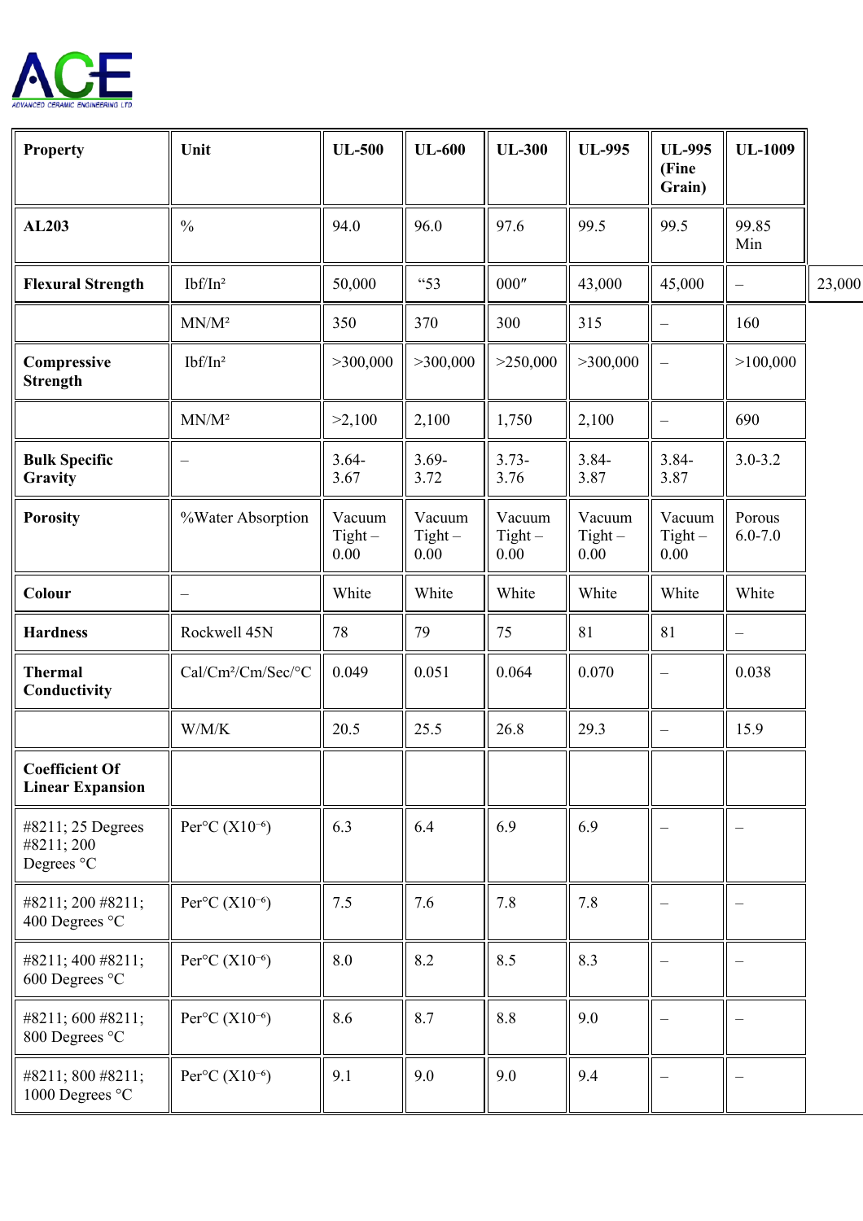**ACE**
ADVANCED CERAMIC ENGINEERING LTD

| Property | Unit | UL-500 | UL-600 | UL-300 | UL-995 | UL-995 (Fine Grain) | UL-1009 | |
|---|---|---|---|---|---|---|---|---|
| **AL203** | % | 94.0 | 96.0 | 97.6 | 99.5 | 99.5 | 99.85 Min | |
| **Flexural Strength** | Ibf/In$^2$ | 50,000 | "53 | 000″ | 43,000 | 45,000 | – | 23,000 |
| | MN/M$^2$ | 350 | 370 | 300 | 315 | – | 160 | |
| **Compressive Strength** | Ibf/In$^2$ | >300,000 | >300,000 | >250,000 | >300,000 | – | >100,000 | |
| | MN/M$^2$ | >2,100 | 2,100 | 1,750 | 2,100 | – | 690 | |
| **Bulk Specific Gravity** | – | 3.64-3.67 | 3.69-3.72 | 3.73-3.76 | 3.84-3.87 | 3.84-3.87 | 3.0-3.2 | |
| **Porosity** | %Water Absorption | Vacuum Tight – 0.00 | Vacuum Tight – 0.00 | Vacuum Tight – 0.00 | Vacuum Tight – 0.00 | Vacuum Tight – 0.00 | Porous 6.0-7.0 | |
| **Colour** | – | White | White | White | White | White | White | |
| **Hardness** | Rockwell 45N | 78 | 79 | 75 | 81 | 81 | – | |
| **Thermal Conductivity** | Cal/Cm$^2$/Cm/Sec/°C | 0.049 | 0.051 | 0.064 | 0.070 | – | 0.038 | |
| | W/M/K | 20.5 | 25.5 | 26.8 | 29.3 | – | 15.9 | |
| **Coefficient Of Linear Expansion** | | | | | | | | |
| #8211; 25 Degrees #8211; 200 Degrees °C | Per°C $(X10^{-6})$ | 6.3 | 6.4 | 6.9 | 6.9 | – | – | |
| #8211; 200 #8211; 400 Degrees °C | Per°C $(X10^{-6})$ | 7.5 | 7.6 | 7.8 | 7.8 | – | – | |
| #8211; 400 #8211; 600 Degrees °C | Per°C $(X10^{-6})$ | 8.0 | 8.2 | 8.5 | 8.3 | – | – | |
| #8211; 600 #8211; 800 Degrees °C | Per°C $(X10^{-6})$ | 8.6 | 8.7 | 8.8 | 9.0 | – | – | |
| #8211; 800 #8211; 1000 Degrees °C | Per°C $(X10^{-6})$ | 9.1 | 9.0 | 9.0 | 9.4 | – | – | |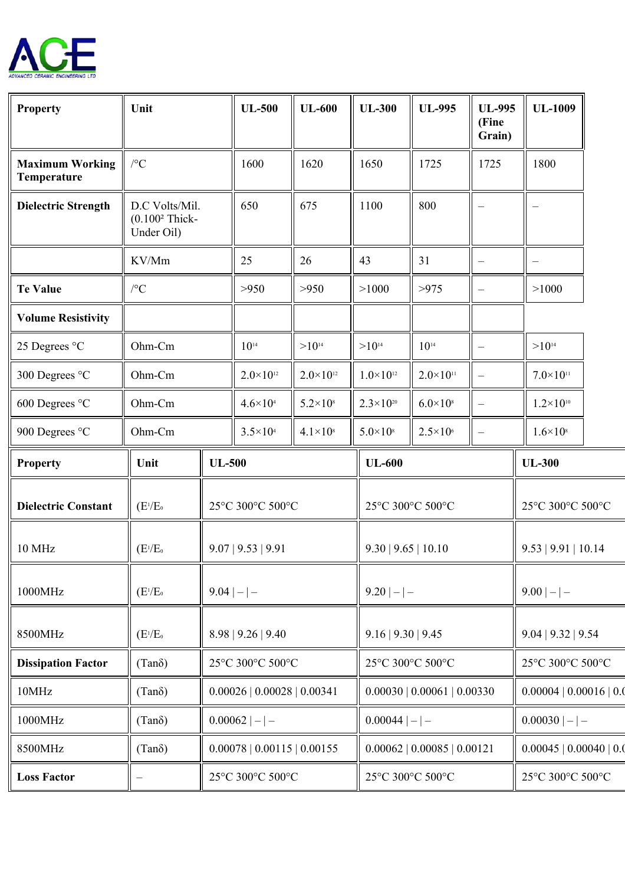| Property | Unit | UL-500 | UL-600 | UL-300 | UL-995 | UL-995 (Fine Grain) | UL-1009 |
|---|---|---|---|---|---|---|---|
| Maximum Working Temperature | /°C | 1600 | 1620 | 1650 | 1725 | 1725 | 1800 |
| Dielectric Strength | D.C Volts/Mil. (0.100² Thick- Under Oil) | 650 | 675 | 1100 | 800 | – | – |
| | KV/Mm | 25 | 26 | 43 | 31 | – | – |
| Te Value | /°C | >950 | >950 | >1000 | >975 | – | >1000 |
| Volume Resistivity | | | | | | | |
| 25 Degrees °C | Ohm-Cm | $10^{14}$ | $>10^{14}$ | $>10^{14}$ | $10^{14}$ | – | $>10^{14}$ |
| 300 Degrees °C | Ohm-Cm | $2.0\times10^{12}$ | $2.0\times10^{12}$ | $1.0\times10^{12}$ | $2.0\times10^{11}$ | – | $7.0\times10^{11}$ |
| 600 Degrees °C | Ohm-Cm | $4.6\times10^{4}$ | $5.2\times10^{8}$ | $2.3\times10^{20}$ | $6.0\times10^{8}$ | – | $1.2\times10^{10}$ |
| 900 Degrees °C | Ohm-Cm | $3.5\times10^{4}$ | $4.1\times10^{8}$ | $5.0\times10^{8}$ | $2.5\times10^{6}$ | – | $1.6\times10^{8}$ |

| Property | Unit | UL-500 | UL-600 | UL-300 |
|---|---|---|---|---|
| Dielectric Constant | $(E^1/E_0$ | 25°C 300°C 500°C | 25°C 300°C 500°C | 25°C 300°C 500°C |
| 10 MHz | $(E^1/E_0$ | 9.07 \| 9.53 \| 9.91 | 9.30 \| 9.65 \| 10.10 | 9.53 \| 9.91 \| 10.14 |
| 1000MHz | $(E^1/E_0$ | 9.04 \| – \| – | 9.20 \| – \| – | 9.00 \| – \| – |
| 8500MHz | $(E^1/E_0$ | 8.98 \| 9.26 \| 9.40 | 9.16 \| 9.30 \| 9.45 | 9.04 \| 9.32 \| 9.54 |
| Dissipation Factor | (Tanδ) | 25°C 300°C 500°C | 25°C 300°C 500°C | 25°C 300°C 500°C |
| 10MHz | (Tanδ) | 0.00026 \| 0.00028 \| 0.00341 | 0.00030 \| 0.00061 \| 0.00330 | 0.00004 \| 0.00016 \| 0.0 |
| 1000MHz | (Tanδ) | 0.00062 \| – \| – | 0.00044 \| – \| – | 0.00030 \| – \| – |
| 8500MHz | (Tanδ) | 0.00078 \| 0.00115 \| 0.00155 | 0.00062 \| 0.00085 \| 0.00121 | 0.00045 \| 0.00040 \| 0.0 |
| Loss Factor | – | 25°C 300°C 500°C | 25°C 300°C 500°C | 25°C 300°C 500°C |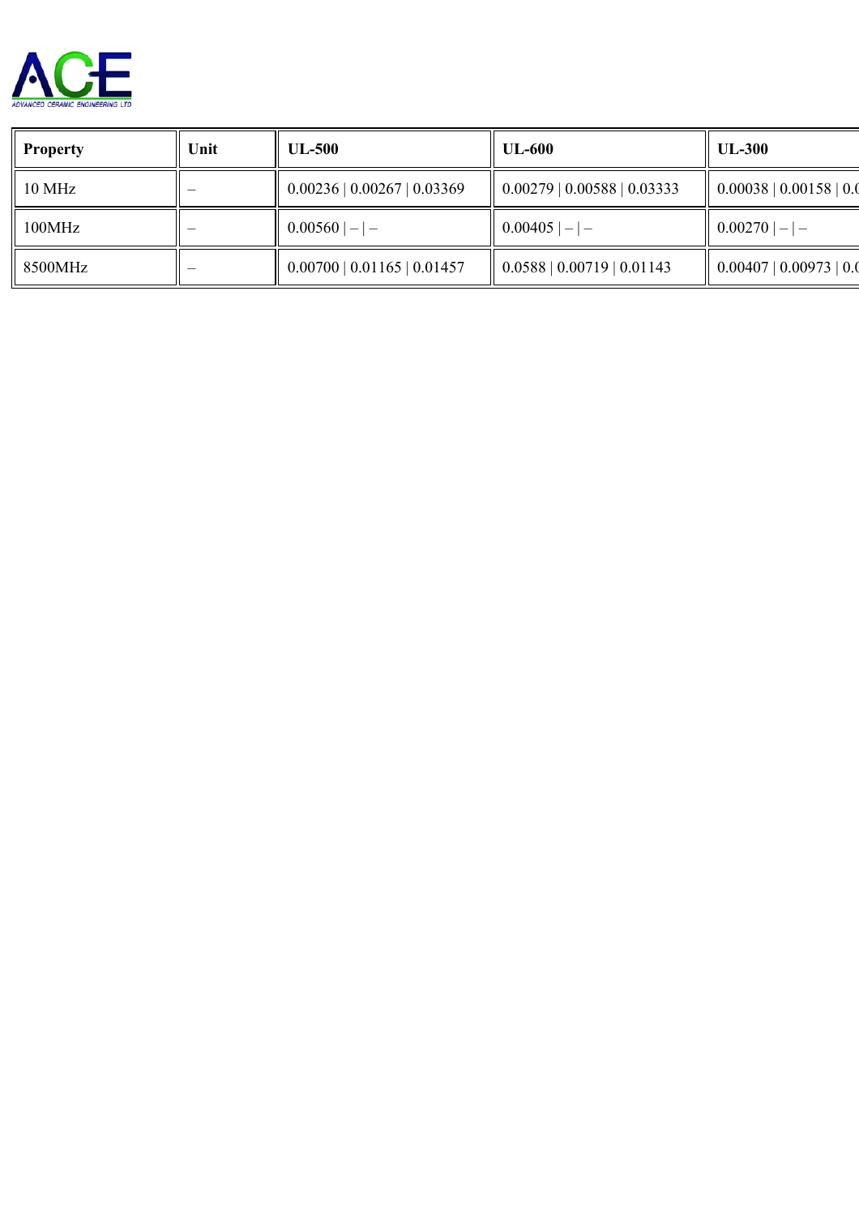| Property | Unit | UL-500 | UL-600 | UL-300 |
| --- | --- | --- | --- | --- |
| 10 MHz | – | 0.00236 \| 0.00267 \| 0.03369 | 0.00279 \| 0.00588 \| 0.03333 | 0.00038 \| 0.00158 \| 0.0 |
| 100MHz | – | 0.00560 \| – \| – | 0.00405 \| – \| – | 0.00270 \| – \| – |
| 8500MHz | – | 0.00700 \| 0.01165 \| 0.01457 | 0.0588 \| 0.00719 \| 0.01143 | 0.00407 \| 0.00973 \| 0.0 |